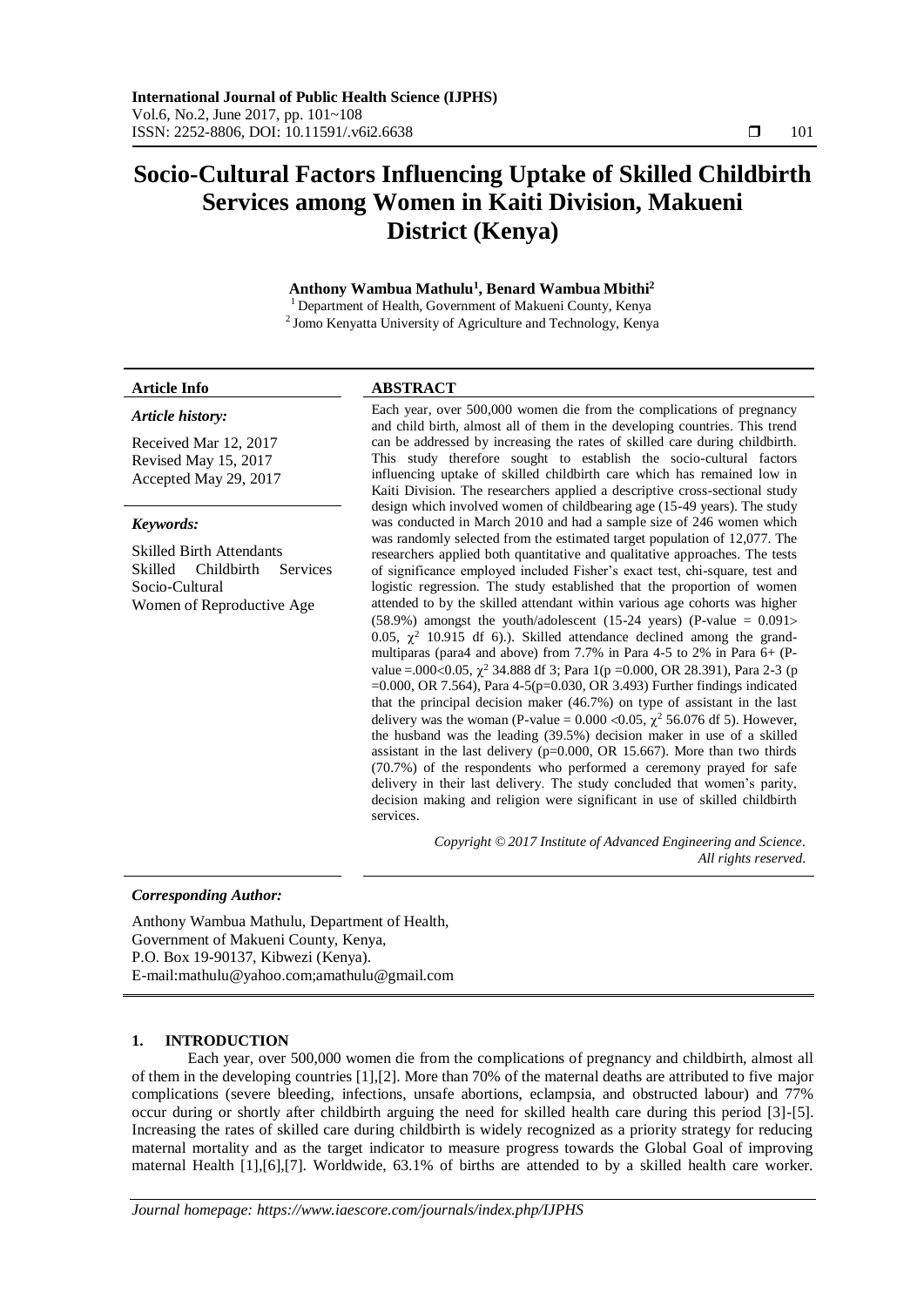# Socio-Cultural Factors Influencing Uptake of Skilled Childbirth Services among Women in Kaiti Division, Makueni District (Kenya)

**Anthony Wambua Mathulu[1], Benard Wambua Mbithi[2]**

[1] Department of Health, Government of Makueni County, Kenya
[2] Jomo Kenyatta University of Agriculture and Technology, Kenya

| **Article Info** | **ABSTRACT** |
|---|---|

***Article history:***

Received Mar 12, 2017
Revised May 15, 2017
Accepted May 29, 2017

***Keywords:***

Skilled Birth Attendants
Skilled Childbirth Services
Socio-Cultural
Women of Reproductive Age

Each year, over 500,000 women die from the complications of pregnancy and child birth, almost all of them in the developing countries. This trend can be addressed by increasing the rates of skilled care during childbirth. This study therefore sought to establish the socio-cultural factors influencing uptake of skilled childbirth care which has remained low in Kaiti Division. The researchers applied a descriptive cross-sectional study design which involved women of childbearing age (15-49 years). The study was conducted in March 2010 and had a sample size of 246 women which was randomly selected from the estimated target population of 12,077. The researchers applied both quantitative and qualitative approaches. The tests of significance employed included Fisher's exact test, chi-square, test and logistic regression. The study established that the proportion of women attended to by the skilled attendant within various age cohorts was higher (58.9%) amongst the youth/adolescent (15-24 years) (P-value = 0.091> 0.05, $\chi^2$ 10.915 df 6).). Skilled attendance declined among the grand-multiparas (para4 and above) from 7.7% in Para 4-5 to 2% in Para 6+ (P-value =.000<0.05, $\chi^2$ 34.888 df 3; Para 1(p =0.000, OR 28.391), Para 2-3 (p =0.000, OR 7.564), Para 4-5(p=0.030, OR 3.493) Further findings indicated that the principal decision maker (46.7%) on type of assistant in the last delivery was the woman (P-value = 0.000 <0.05, $\chi^2$ 56.076 df 5). However, the husband was the leading (39.5%) decision maker in use of a skilled assistant in the last delivery (p=0.000, OR 15.667). More than two thirds (70.7%) of the respondents who performed a ceremony prayed for safe delivery in their last delivery. The study concluded that women's parity, decision making and religion were significant in use of skilled childbirth services.

*Copyright © 2017 Institute of Advanced Engineering and Science. All rights reserved.*

***Corresponding Author:***

Anthony Wambua Mathulu, Department of Health,
Government of Makueni County, Kenya,
P.O. Box 19-90137, Kibwezi (Kenya).
E-mail:mathulu@yahoo.com;amathulu@gmail.com

## 1. INTRODUCTION

Each year, over 500,000 women die from the complications of pregnancy and childbirth, almost all of them in the developing countries [1],[2]. More than 70% of the maternal deaths are attributed to five major complications (severe bleeding, infections, unsafe abortions, eclampsia, and obstructed labour) and 77% occur during or shortly after childbirth arguing the need for skilled health care during this period [3]-[5]. Increasing the rates of skilled care during childbirth is widely recognized as a priority strategy for reducing maternal mortality and as the target indicator to measure progress towards the Global Goal of improving maternal Health [1],[6],[7]. Worldwide, 63.1% of births are attended to by a skilled health care worker.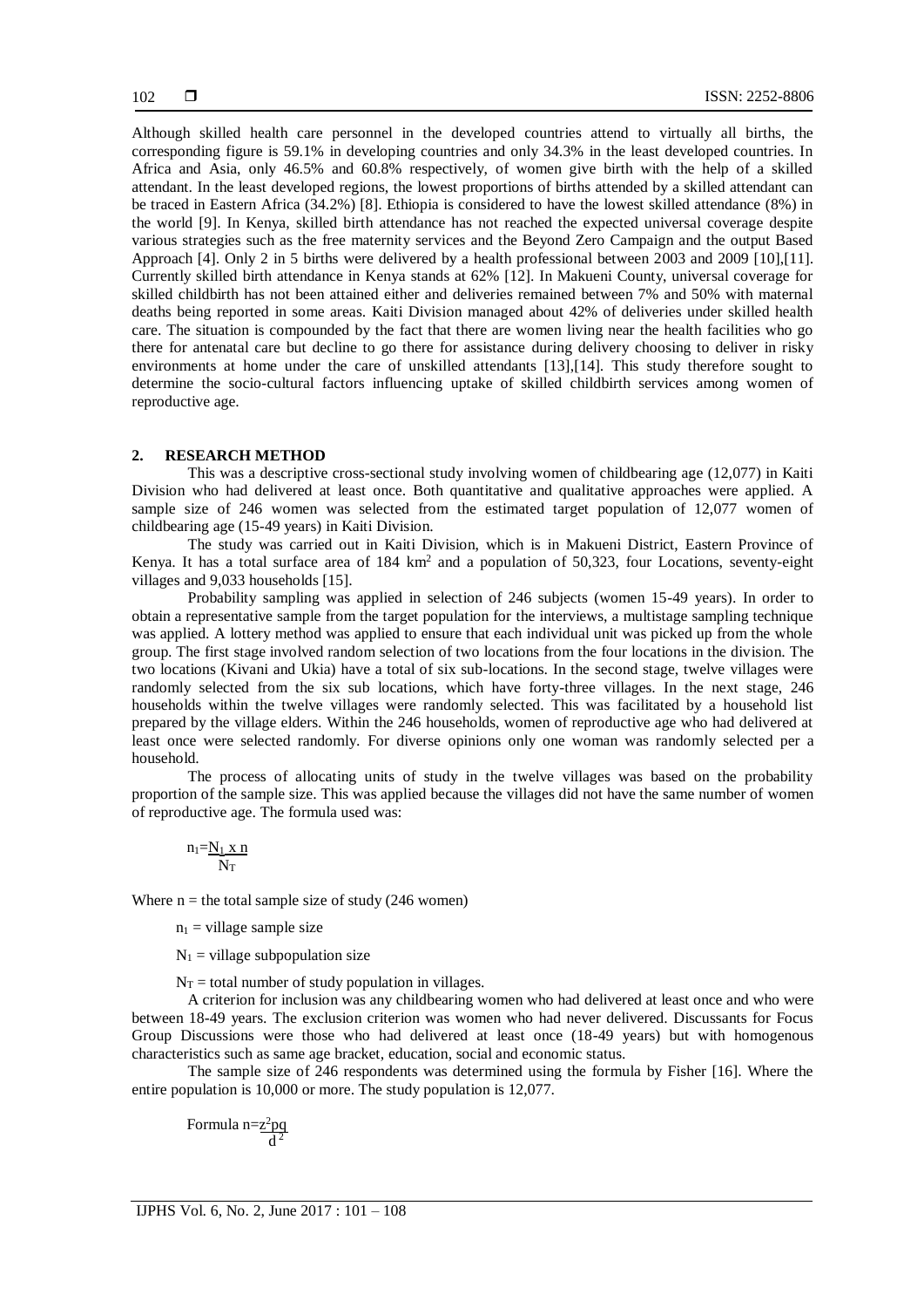Although skilled health care personnel in the developed countries attend to virtually all births, the corresponding figure is 59.1% in developing countries and only 34.3% in the least developed countries. In Africa and Asia, only 46.5% and 60.8% respectively, of women give birth with the help of a skilled attendant. In the least developed regions, the lowest proportions of births attended by a skilled attendant can be traced in Eastern Africa (34.2%) [8]. Ethiopia is considered to have the lowest skilled attendance (8%) in the world [9]. In Kenya, skilled birth attendance has not reached the expected universal coverage despite various strategies such as the free maternity services and the Beyond Zero Campaign and the output Based Approach [4]. Only 2 in 5 births were delivered by a health professional between 2003 and 2009 [10],[11]. Currently skilled birth attendance in Kenya stands at 62% [12]. In Makueni County, universal coverage for skilled childbirth has not been attained either and deliveries remained between 7% and 50% with maternal deaths being reported in some areas. Kaiti Division managed about 42% of deliveries under skilled health care. The situation is compounded by the fact that there are women living near the health facilities who go there for antenatal care but decline to go there for assistance during delivery choosing to deliver in risky environments at home under the care of unskilled attendants [13],[14]. This study therefore sought to determine the socio-cultural factors influencing uptake of skilled childbirth services among women of reproductive age.

## 2. RESEARCH METHOD

This was a descriptive cross-sectional study involving women of childbearing age (12,077) in Kaiti Division who had delivered at least once. Both quantitative and qualitative approaches were applied. A sample size of 246 women was selected from the estimated target population of 12,077 women of childbearing age (15-49 years) in Kaiti Division.

The study was carried out in Kaiti Division, which is in Makueni District, Eastern Province of Kenya. It has a total surface area of 184 $km^2$ and a population of 50,323, four Locations, seventy-eight villages and 9,033 households [15].

Probability sampling was applied in selection of 246 subjects (women 15-49 years). In order to obtain a representative sample from the target population for the interviews, a multistage sampling technique was applied. A lottery method was applied to ensure that each individual unit was picked up from the whole group. The first stage involved random selection of two locations from the four locations in the division. The two locations (Kivani and Ukia) have a total of six sub-locations. In the second stage, twelve villages were randomly selected from the six sub locations, which have forty-three villages. In the next stage, 246 households within the twelve villages were randomly selected. This was facilitated by a household list prepared by the village elders. Within the 246 households, women of reproductive age who had delivered at least once were selected randomly. For diverse opinions only one woman was randomly selected per a household.

The process of allocating units of study in the twelve villages was based on the probability proportion of the sample size. This was applied because the villages did not have the same number of women of reproductive age. The formula used was:

$$n_1 = \frac{N_1 \times n}{N_T}$$

Where n = the total sample size of study (246 women)

$n_1$ = village sample size

$N_1$ = village subpopulation size

$N_T$ = total number of study population in villages.

A criterion for inclusion was any childbearing women who had delivered at least once and who were between 18-49 years. The exclusion criterion was women who had never delivered. Discussants for Focus Group Discussions were those who had delivered at least once (18-49 years) but with homogenous characteristics such as same age bracket, education, social and economic status.

The sample size of 246 respondents was determined using the formula by Fisher [16]. Where the entire population is 10,000 or more. The study population is 12,077.

Formula $n = \frac{z^2 pq}{d^2}$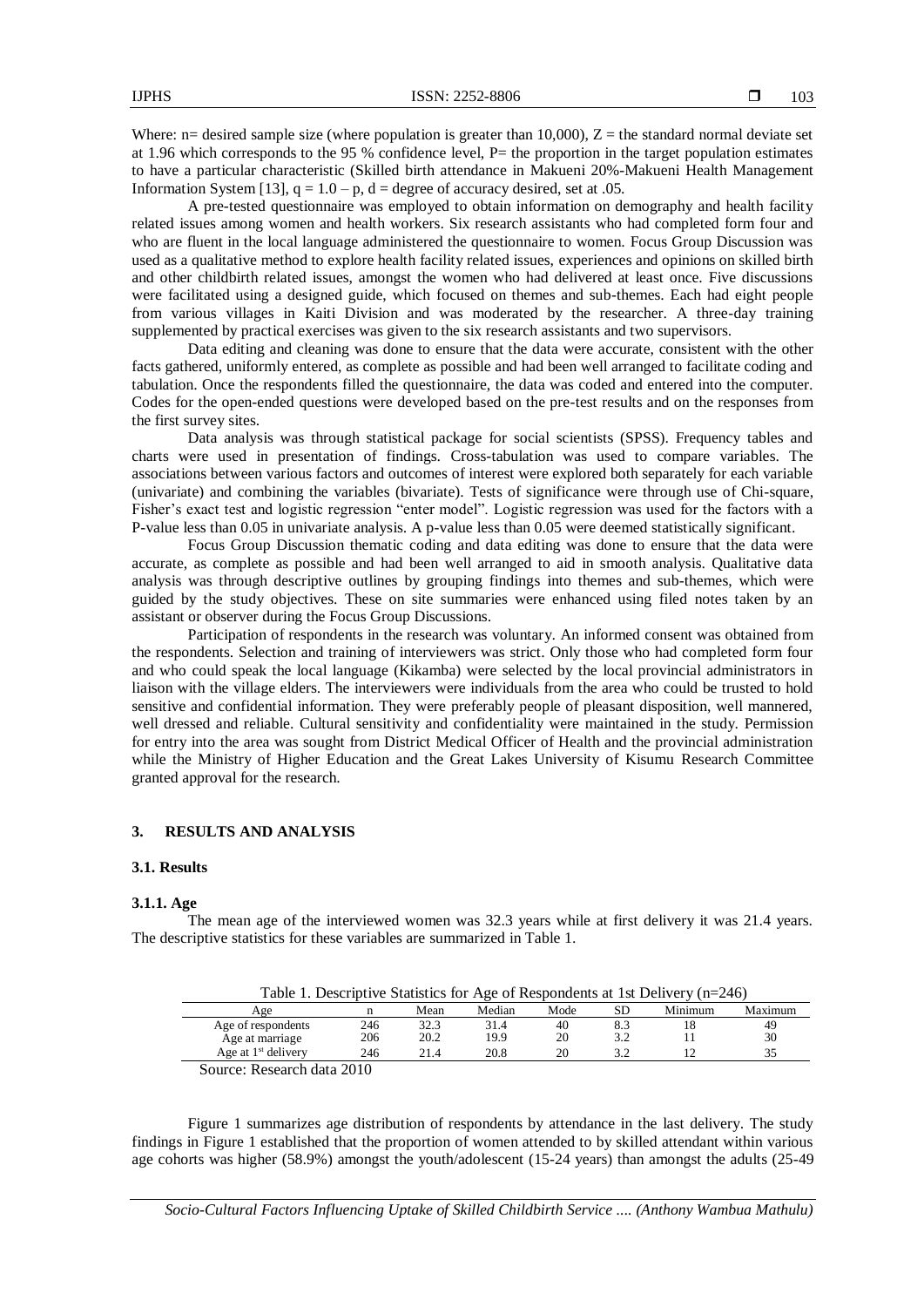Where: n= desired sample size (where population is greater than 10,000), Z = the standard normal deviate set at 1.96 which corresponds to the 95 % confidence level, P= the proportion in the target population estimates to have a particular characteristic (Skilled birth attendance in Makueni 20%-Makueni Health Management Information System [13], q = 1.0 – p, d = degree of accuracy desired, set at .05.

A pre-tested questionnaire was employed to obtain information on demography and health facility related issues among women and health workers. Six research assistants who had completed form four and who are fluent in the local language administered the questionnaire to women. Focus Group Discussion was used as a qualitative method to explore health facility related issues, experiences and opinions on skilled birth and other childbirth related issues, amongst the women who had delivered at least once. Five discussions were facilitated using a designed guide, which focused on themes and sub-themes. Each had eight people from various villages in Kaiti Division and was moderated by the researcher. A three-day training supplemented by practical exercises was given to the six research assistants and two supervisors.

Data editing and cleaning was done to ensure that the data were accurate, consistent with the other facts gathered, uniformly entered, as complete as possible and had been well arranged to facilitate coding and tabulation. Once the respondents filled the questionnaire, the data was coded and entered into the computer. Codes for the open-ended questions were developed based on the pre-test results and on the responses from the first survey sites.

Data analysis was through statistical package for social scientists (SPSS). Frequency tables and charts were used in presentation of findings. Cross-tabulation was used to compare variables. The associations between various factors and outcomes of interest were explored both separately for each variable (univariate) and combining the variables (bivariate). Tests of significance were through use of Chi-square, Fisher's exact test and logistic regression "enter model". Logistic regression was used for the factors with a P-value less than 0.05 in univariate analysis. A p-value less than 0.05 were deemed statistically significant.

Focus Group Discussion thematic coding and data editing was done to ensure that the data were accurate, as complete as possible and had been well arranged to aid in smooth analysis. Qualitative data analysis was through descriptive outlines by grouping findings into themes and sub-themes, which were guided by the study objectives. These on site summaries were enhanced using filed notes taken by an assistant or observer during the Focus Group Discussions.

Participation of respondents in the research was voluntary. An informed consent was obtained from the respondents. Selection and training of interviewers was strict. Only those who had completed form four and who could speak the local language (Kikamba) were selected by the local provincial administrators in liaison with the village elders. The interviewers were individuals from the area who could be trusted to hold sensitive and confidential information. They were preferably people of pleasant disposition, well mannered, well dressed and reliable. Cultural sensitivity and confidentiality were maintained in the study. Permission for entry into the area was sought from District Medical Officer of Health and the provincial administration while the Ministry of Higher Education and the Great Lakes University of Kisumu Research Committee granted approval for the research.

## 3. RESULTS AND ANALYSIS

### 3.1. Results

#### 3.1.1. Age

The mean age of the interviewed women was 32.3 years while at first delivery it was 21.4 years. The descriptive statistics for these variables are summarized in Table 1.

Table 1. Descriptive Statistics for Age of Respondents at 1st Delivery (n=246)

| Age | n | Mean | Median | Mode | SD | Minimum | Maximum |
|---|---|---|---|---|---|---|---|
| Age of respondents | 246 | 32.3 | 31.4 | 40 | 8.3 | 18 | 49 |
| Age at marriage | 206 | 20.2 | 19.9 | 20 | 3.2 | 11 | 30 |
| Age at 1st delivery | 246 | 21.4 | 20.8 | 20 | 3.2 | 12 | 35 |

Source: Research data 2010

Figure 1 summarizes age distribution of respondents by attendance in the last delivery. The study findings in Figure 1 established that the proportion of women attended to by skilled attendant within various age cohorts was higher (58.9%) amongst the youth/adolescent (15-24 years) than amongst the adults (25-49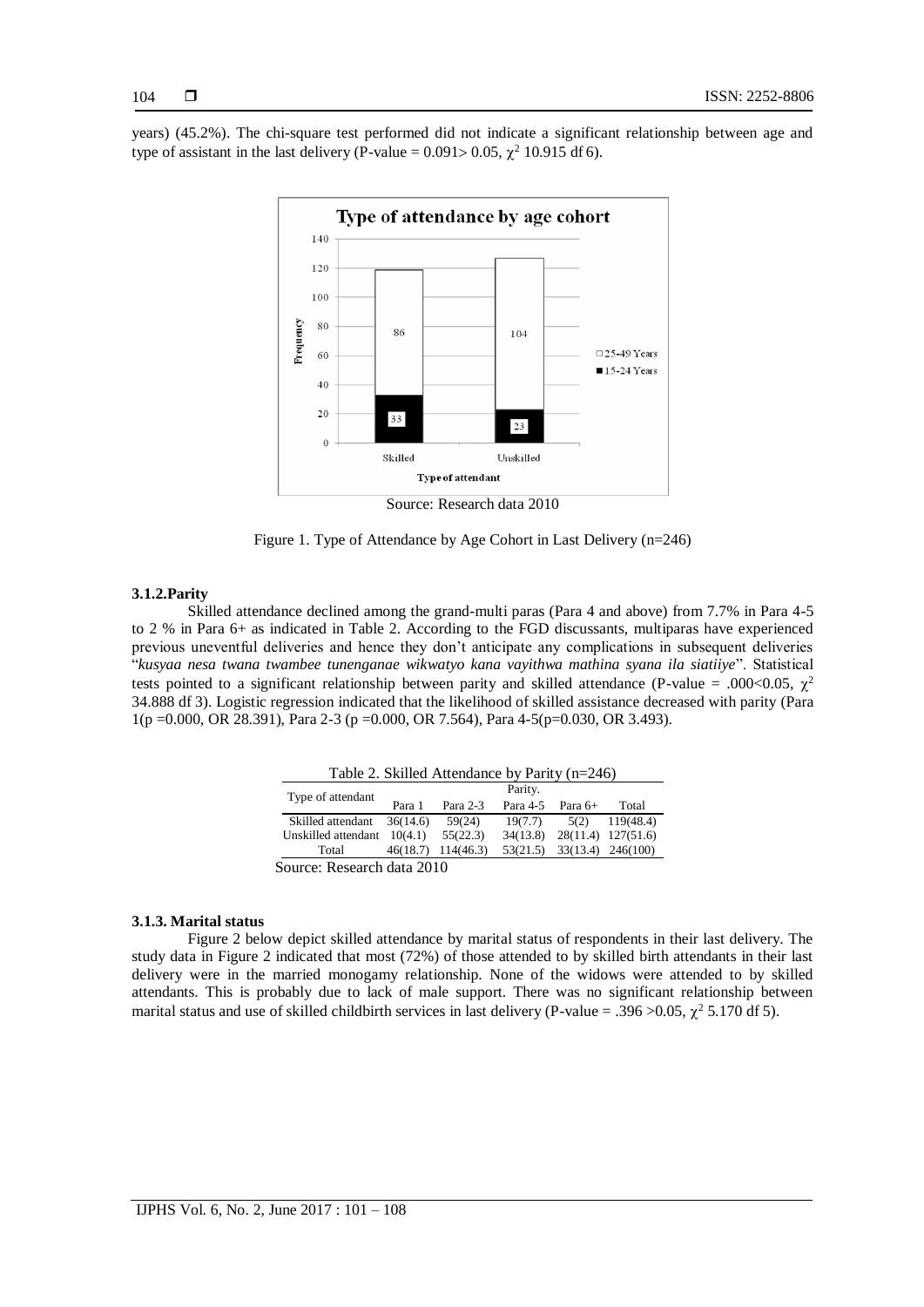years) (45.2%). The chi-square test performed did not indicate a significant relationship between age and type of assistant in the last delivery (P-value = 0.091> 0.05, $\chi^2$ 10.915 df 6).

Source: Research data 2010

Figure 1. Type of Attendance by Age Cohort in Last Delivery (n=246)

#### 3.1.2.Parity

Skilled attendance declined among the grand-multi paras (Para 4 and above) from 7.7% in Para 4-5 to 2 % in Para 6+ as indicated in Table 2. According to the FGD discussants, multiparas have experienced previous uneventful deliveries and hence they don't anticipate any complications in subsequent deliveries "*kusyaa nesa twana twambee tunenganae wikwatyo kana vayithwa mathina syana ila siatiiye*". Statistical tests pointed to a significant relationship between parity and skilled attendance (P-value = .000<0.05, $\chi^2$ 34.888 df 3). Logistic regression indicated that the likelihood of skilled assistance decreased with parity (Para 1(p =0.000, OR 28.391), Para 2-3 (p =0.000, OR 7.564), Para 4-5(p=0.030, OR 3.493).

Table 2. Skilled Attendance by Parity (n=246)

| Type of attendant | Parity. | | | | |
|---|---|---|---|---|---|
| | Para 1 | Para 2-3 | Para 4-5 | Para 6+ | Total |
| Skilled attendant | 36(14.6) | 59(24) | 19(7.7) | 5(2) | 119(48.4) |
| Unskilled attendant | 10(4.1) | 55(22.3) | 34(13.8) | 28(11.4) | 127(51.6) |
| Total | 46(18.7) | 114(46.3) | 53(21.5) | 33(13.4) | 246(100) |

Source: Research data 2010

#### 3.1.3. Marital status

Figure 2 below depict skilled attendance by marital status of respondents in their last delivery. The study data in Figure 2 indicated that most (72%) of those attended to by skilled birth attendants in their last delivery were in the married monogamy relationship. None of the widows were attended to by skilled attendants. This is probably due to lack of male support. There was no significant relationship between marital status and use of skilled childbirth services in last delivery (P-value = .396 >0.05, $\chi^2$ 5.170 df 5).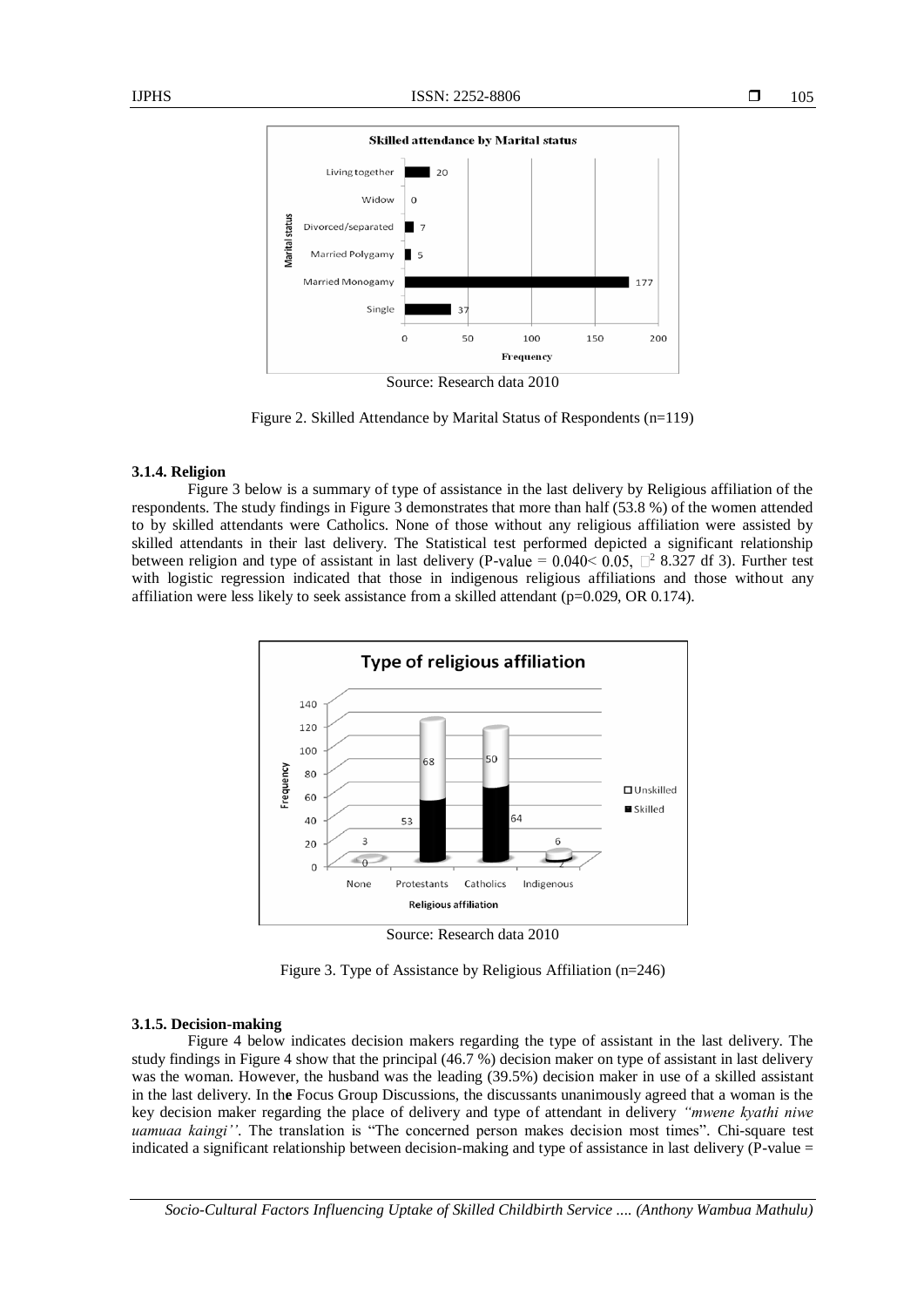Source: Research data 2010

Figure 2. Skilled Attendance by Marital Status of Respondents (n=119)

### 3.1.4. Religion

Figure 3 below is a summary of type of assistance in the last delivery by Religious affiliation of the respondents. The study findings in Figure 3 demonstrates that more than half (53.8 %) of the women attended to by skilled attendants were Catholics. None of those without any religious affiliation were assisted by skilled attendants in their last delivery. The Statistical test performed depicted a significant relationship between religion and type of assistant in last delivery (P-value = 0.040< 0.05, $\chi^2$ 8.327 df 3). Further test with logistic regression indicated that those in indigenous religious affiliations and those without any affiliation were less likely to seek assistance from a skilled attendant (p=0.029, OR 0.174).

Source: Research data 2010

Figure 3. Type of Assistance by Religious Affiliation (n=246)

### 3.1.5. Decision-making

Figure 4 below indicates decision makers regarding the type of assistant in the last delivery. The study findings in Figure 4 show that the principal (46.7 %) decision maker on type of assistant in last delivery was the woman. However, the husband was the leading (39.5%) decision maker in use of a skilled assistant in the last delivery. In the Focus Group Discussions, the discussants unanimously agreed that a woman is the key decision maker regarding the place of delivery and type of attendant in delivery *"mwene kyathi niwe uamuaa kaingi''*. The translation is "The concerned person makes decision most times". Chi-square test indicated a significant relationship between decision-making and type of assistance in last delivery (P-value =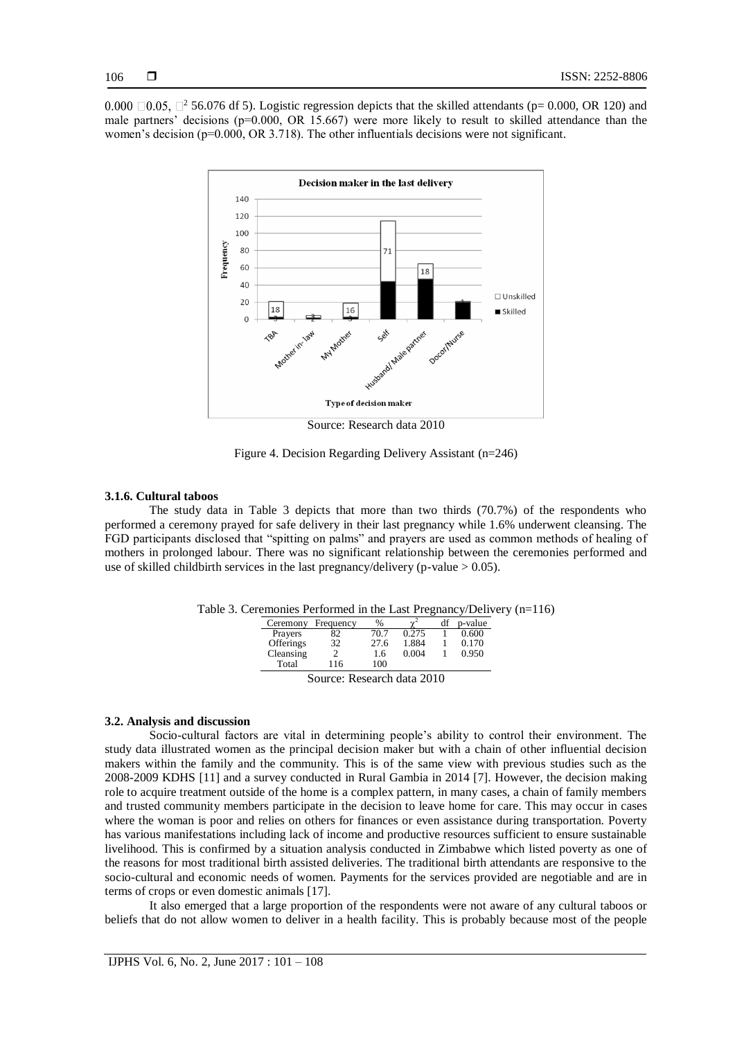$0.000 < 0.05$, $\chi^2$ 56.076 df 5). Logistic regression depicts that the skilled attendants (p= 0.000, OR 120) and male partners' decisions (p=0.000, OR 15.667) were more likely to result to skilled attendance than the women's decision (p=0.000, OR 3.718). The other influentials decisions were not significant.

Source: Research data 2010

Figure 4. Decision Regarding Delivery Assistant (n=246)

#### 3.1.6. Cultural taboos

The study data in Table 3 depicts that more than two thirds (70.7%) of the respondents who performed a ceremony prayed for safe delivery in their last pregnancy while 1.6% underwent cleansing. The FGD participants disclosed that "spitting on palms" and prayers are used as common methods of healing of mothers in prolonged labour. There was no significant relationship between the ceremonies performed and use of skilled childbirth services in the last pregnancy/delivery (p-value > 0.05).

Table 3. Ceremonies Performed in the Last Pregnancy/Delivery (n=116)

| Ceremony | Frequency | % | $\chi^2$ | df | p-value |
|---|---|---|---|---|---|
| Prayers | 82 | 70.7 | 0.275 | 1 | 0.600 |
| Offerings | 32 | 27.6 | 1.884 | 1 | 0.170 |
| Cleansing | 2 | 1.6 | 0.004 | 1 | 0.950 |
| Total | 116 | 100 | | | |

Source: Research data 2010

### 3.2. Analysis and discussion

Socio-cultural factors are vital in determining people's ability to control their environment. The study data illustrated women as the principal decision maker but with a chain of other influential decision makers within the family and the community. This is of the same view with previous studies such as the 2008-2009 KDHS [11] and a survey conducted in Rural Gambia in 2014 [7]. However, the decision making role to acquire treatment outside of the home is a complex pattern, in many cases, a chain of family members and trusted community members participate in the decision to leave home for care. This may occur in cases where the woman is poor and relies on others for finances or even assistance during transportation. Poverty has various manifestations including lack of income and productive resources sufficient to ensure sustainable livelihood. This is confirmed by a situation analysis conducted in Zimbabwe which listed poverty as one of the reasons for most traditional birth assisted deliveries. The traditional birth attendants are responsive to the socio-cultural and economic needs of women. Payments for the services provided are negotiable and are in terms of crops or even domestic animals [17].

It also emerged that a large proportion of the respondents were not aware of any cultural taboos or beliefs that do not allow women to deliver in a health facility. This is probably because most of the people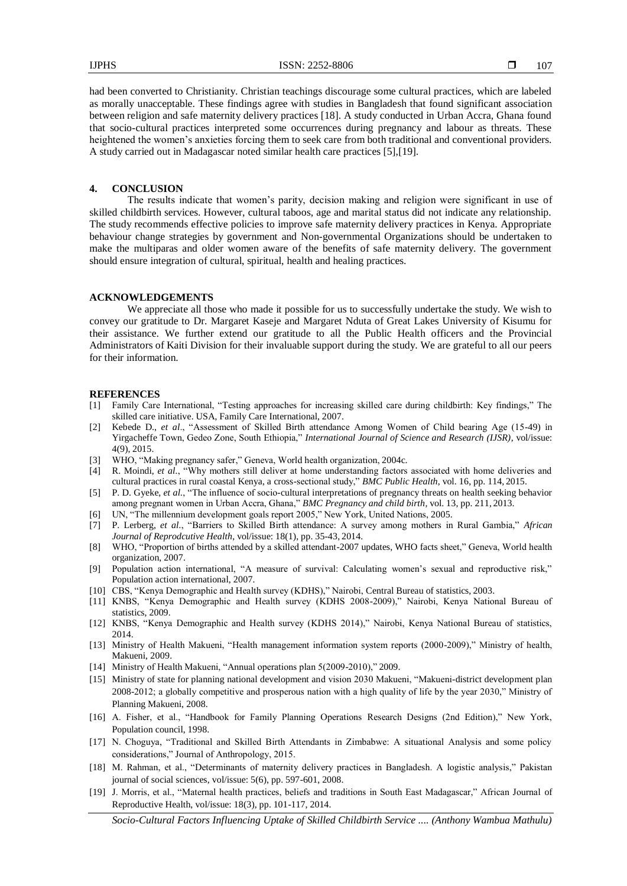had been converted to Christianity. Christian teachings discourage some cultural practices, which are labeled as morally unacceptable. These findings agree with studies in Bangladesh that found significant association between religion and safe maternity delivery practices [18]. A study conducted in Urban Accra, Ghana found that socio-cultural practices interpreted some occurrences during pregnancy and labour as threats. These heightened the women's anxieties forcing them to seek care from both traditional and conventional providers. A study carried out in Madagascar noted similar health care practices [5],[19].

## 4. CONCLUSION

The results indicate that women's parity, decision making and religion were significant in use of skilled childbirth services. However, cultural taboos, age and marital status did not indicate any relationship. The study recommends effective policies to improve safe maternity delivery practices in Kenya. Appropriate behaviour change strategies by government and Non-governmental Organizations should be undertaken to make the multiparas and older women aware of the benefits of safe maternity delivery. The government should ensure integration of cultural, spiritual, health and healing practices.

## ACKNOWLEDGEMENTS

We appreciate all those who made it possible for us to successfully undertake the study. We wish to convey our gratitude to Dr. Margaret Kaseje and Margaret Nduta of Great Lakes University of Kisumu for their assistance. We further extend our gratitude to all the Public Health officers and the Provincial Administrators of Kaiti Division for their invaluable support during the study. We are grateful to all our peers for their information.

## REFERENCES

[1] Family Care International, "Testing approaches for increasing skilled care during childbirth: Key findings," The skilled care initiative. USA, Family Care International, 2007.

[2] Kebede D., *et al*., "Assessment of Skilled Birth attendance Among Women of Child bearing Age (15-49) in Yirgacheffe Town, Gedeo Zone, South Ethiopia," *International Journal of Science and Research (IJSR)*, vol/issue: 4(9), 2015.

[3] WHO, "Making pregnancy safer," Geneva, World health organization, 2004c.

[4] R. Moindi, *et al.*, "Why mothers still deliver at home understanding factors associated with home deliveries and cultural practices in rural coastal Kenya, a cross-sectional study," *BMC Public Health*, vol. 16, pp. 114, 2015.

[5] P. D. Gyeke, *et al.*, "The influence of socio-cultural interpretations of pregnancy threats on health seeking behavior among pregnant women in Urban Accra, Ghana," *BMC Pregnancy and child birth*, vol. 13, pp. 211, 2013.

[6] UN, "The millennium development goals report 2005," New York, United Nations, 2005.

[7] P. Lerberg, *et al*., "Barriers to Skilled Birth attendance: A survey among mothers in Rural Gambia," *African Journal of Reprodcutive Health*, vol/issue: 18(1), pp. 35-43, 2014.

[8] WHO, "Proportion of births attended by a skilled attendant-2007 updates, WHO facts sheet," Geneva, World health organization, 2007.

[9] Population action international, "A measure of survival: Calculating women's sexual and reproductive risk," Population action international, 2007.

[10] CBS, "Kenya Demographic and Health survey (KDHS)," Nairobi, Central Bureau of statistics, 2003.

[11] KNBS, "Kenya Demographic and Health survey (KDHS 2008-2009)," Nairobi, Kenya National Bureau of statistics, 2009.

[12] KNBS, "Kenya Demographic and Health survey (KDHS 2014)," Nairobi, Kenya National Bureau of statistics, 2014.

[13] Ministry of Health Makueni, "Health management information system reports (2000-2009)," Ministry of health, Makueni, 2009.

[14] Ministry of Health Makueni, "Annual operations plan 5(2009-2010)," 2009.

[15] Ministry of state for planning national development and vision 2030 Makueni, "Makueni-district development plan 2008-2012; a globally competitive and prosperous nation with a high quality of life by the year 2030," Ministry of Planning Makueni, 2008.

[16] A. Fisher, et al., "Handbook for Family Planning Operations Research Designs (2nd Edition)," New York, Population council, 1998.

[17] N. Choguya, "Traditional and Skilled Birth Attendants in Zimbabwe: A situational Analysis and some policy considerations," Journal of Anthropology, 2015.

[18] M. Rahman, et al., "Determinants of maternity delivery practices in Bangladesh. A logistic analysis," Pakistan journal of social sciences, vol/issue: 5(6), pp. 597-601, 2008.

[19] J. Morris, et al., "Maternal health practices, beliefs and traditions in South East Madagascar," African Journal of Reproductive Health, vol/issue: 18(3), pp. 101-117, 2014.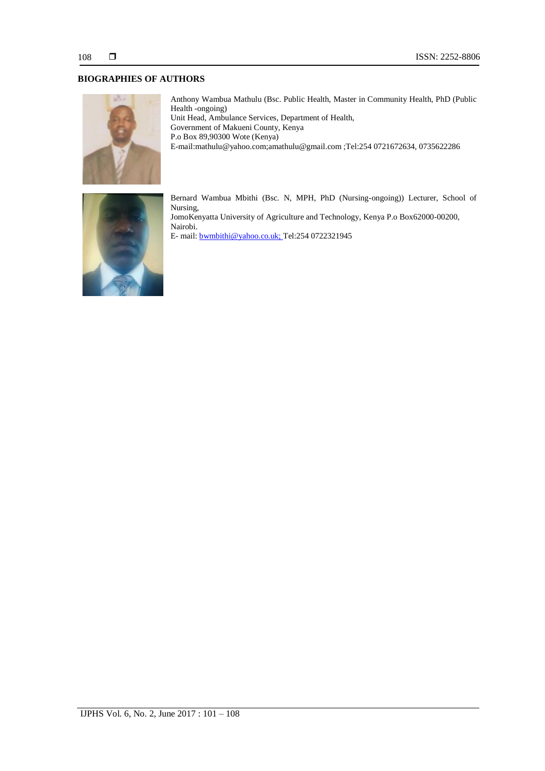## BIOGRAPHIES OF AUTHORS

Anthony Wambua Mathulu (Bsc. Public Health, Master in Community Health, PhD (Public Health -ongoing)
Unit Head, Ambulance Services, Department of Health,
Government of Makueni County, Kenya
P.o Box 89,90300 Wote (Kenya)
E-mail:mathulu@yahoo.com;amathulu@gmail.com ;Tel:254 0721672634, 0735622286

Bernard Wambua Mbithi (Bsc. N, MPH, PhD (Nursing-ongoing)) Lecturer, School of Nursing,
JomoKenyatta University of Agriculture and Technology, Kenya P.o Box62000-00200, Nairobi.
E- mail: bwmbithi@yahoo.co.uk; Tel:254 0722321945